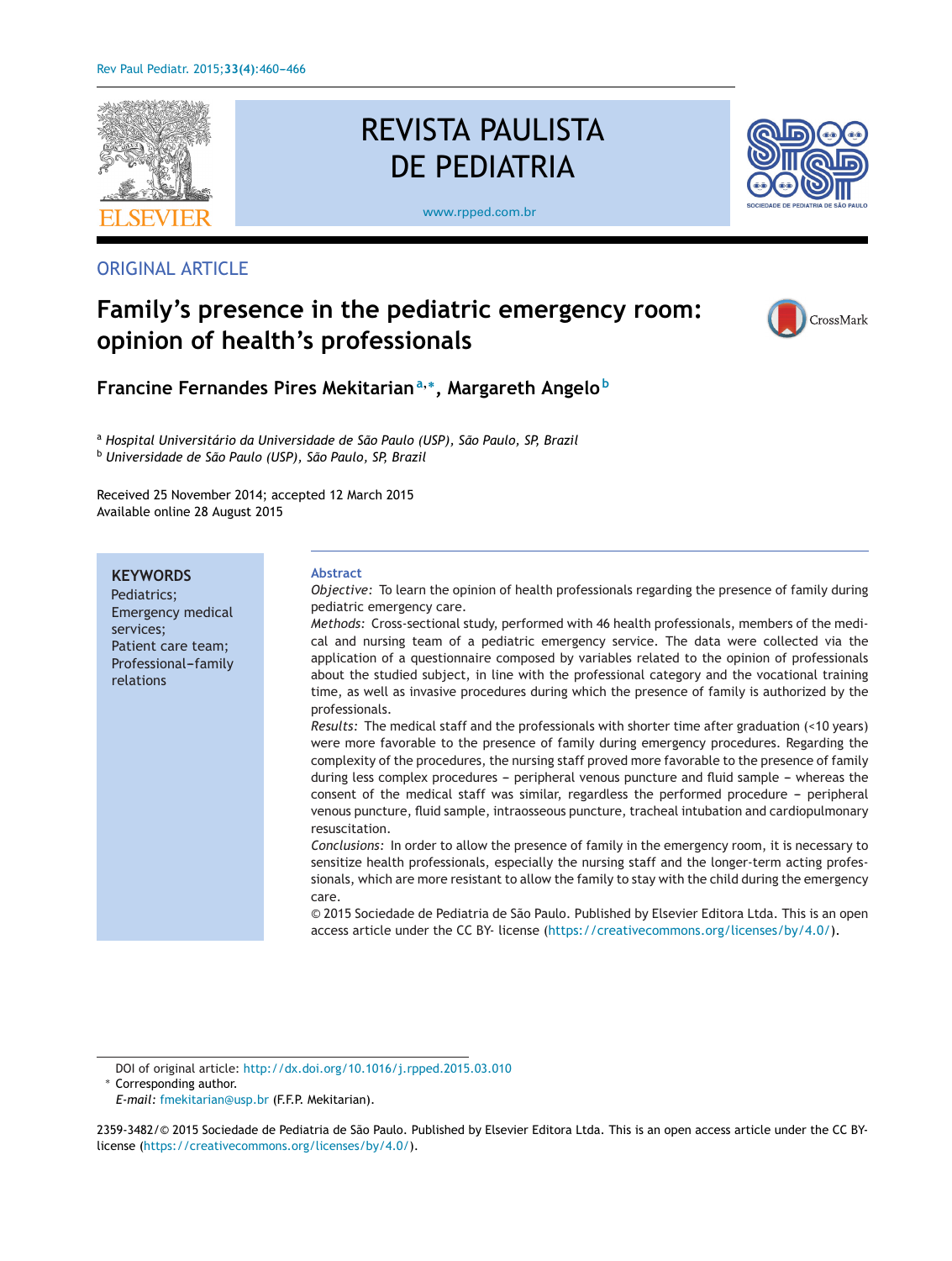ORIGINAL ARTICLE

# Family's presence in the pediatric emergency room: opinion of health's professionals

**Francine Fernandes Pires Mekitarian**[a,*], **Margareth Angelo**[b]

[a] *Hospital Universitário da Universidade de São Paulo (USP), São Paulo, SP, Brazil*
[b] *Universidade de São Paulo (USP), São Paulo, SP, Brazil*

Received 25 November 2014; accepted 12 March 2015
Available online 28 August 2015

**KEYWORDS**
Pediatrics;
Emergency medical services;
Patient care team;
Professional-family relations

## Abstract

*Objective:* To learn the opinion of health professionals regarding the presence of family during pediatric emergency care.

*Methods:* Cross-sectional study, performed with 46 health professionals, members of the medical and nursing team of a pediatric emergency service. The data were collected via the application of a questionnaire composed by variables related to the opinion of professionals about the studied subject, in line with the professional category and the vocational training time, as well as invasive procedures during which the presence of family is authorized by the professionals.

*Results:* The medical staff and the professionals with shorter time after graduation (<10 years) were more favorable to the presence of family during emergency procedures. Regarding the complexity of the procedures, the nursing staff proved more favorable to the presence of family during less complex procedures – peripheral venous puncture and fluid sample – whereas the consent of the medical staff was similar, regardless the performed procedure – peripheral venous puncture, fluid sample, intraosseous puncture, tracheal intubation and cardiopulmonary resuscitation.

*Conclusions:* In order to allow the presence of family in the emergency room, it is necessary to sensitize health professionals, especially the nursing staff and the longer-term acting professionals, which are more resistant to allow the family to stay with the child during the emergency care.

© 2015 Sociedade de Pediatria de São Paulo. Published by Elsevier Editora Ltda. This is an open access article under the CC BY- license (https://creativecommons.org/licenses/by/4.0/).

DOI of original article: http://dx.doi.org/10.1016/j.rpped.2015.03.010

* Corresponding author.
*E-mail:* fmekitarian@usp.br (F.F.P. Mekitarian).

2359-3482/© 2015 Sociedade de Pediatria de São Paulo. Published by Elsevier Editora Ltda. This is an open access article under the CC BY-license (https://creativecommons.org/licenses/by/4.0/).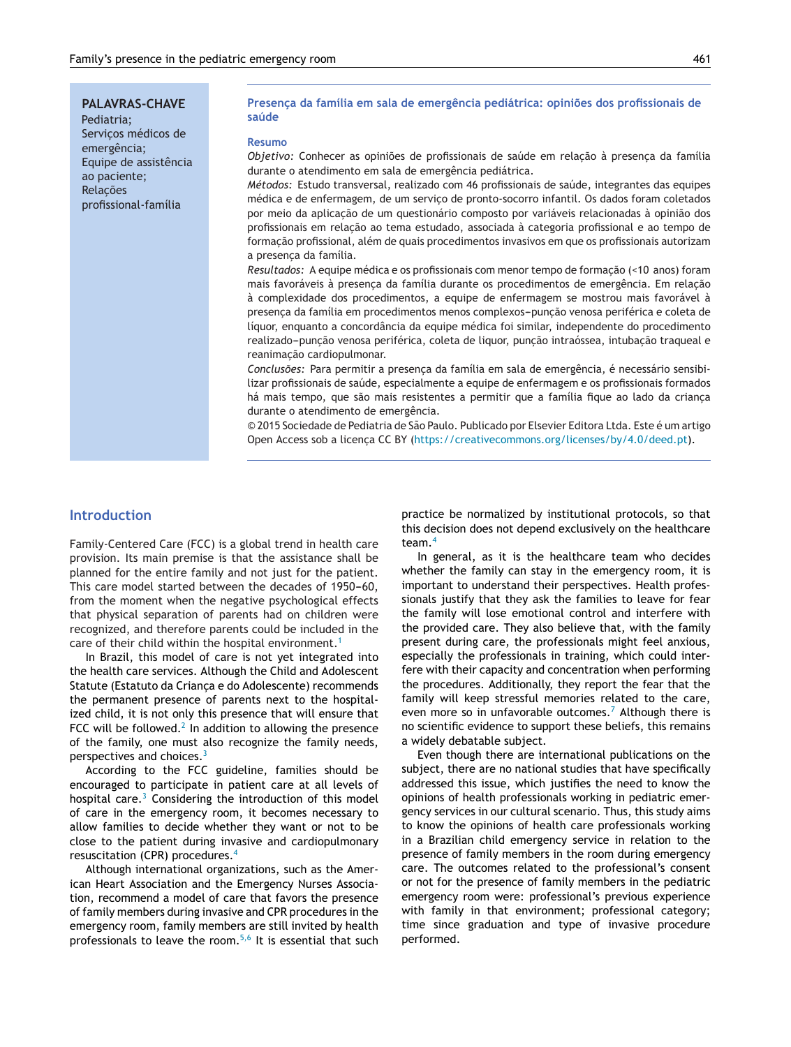**PALAVRAS-CHAVE**
Pediatria;
Serviços médicos de emergência;
Equipe de assistência ao paciente;
Relações profissional-família

### Presença da família em sala de emergência pediátrica: opiniões dos profissionais de saúde

**Resumo**

*Objetivo:* Conhecer as opiniões de profissionais de saúde em relação à presença da família durante o atendimento em sala de emergência pediátrica.

*Métodos:* Estudo transversal, realizado com 46 profissionais de saúde, integrantes das equipes médica e de enfermagem, de um serviço de pronto-socorro infantil. Os dados foram coletados por meio da aplicação de um questionário composto por variáveis relacionadas à opinião dos profissionais em relação ao tema estudado, associada à categoria profissional e ao tempo de formação profissional, além de quais procedimentos invasivos em que os profissionais autorizam a presença da família.

*Resultados:* A equipe médica e os profissionais com menor tempo de formação (<10 anos) foram mais favoráveis à presença da família durante os procedimentos de emergência. Em relação à complexidade dos procedimentos, a equipe de enfermagem se mostrou mais favorável à presença da família em procedimentos menos complexos−punção venosa periférica e coleta de líquor, enquanto a concordância da equipe médica foi similar, independente do procedimento realizado−punção venosa periférica, coleta de liquor, punção intraóssea, intubação traqueal e reanimação cardiopulmonar.

*Conclusões:* Para permitir a presença da família em sala de emergência, é necessário sensibilizar profissionais de saúde, especialmente a equipe de enfermagem e os profissionais formados há mais tempo, que são mais resistentes a permitir que a família fique ao lado da criança durante o atendimento de emergência.

© 2015 Sociedade de Pediatria de São Paulo. Publicado por Elsevier Editora Ltda. Este é um artigo Open Access sob a licença CC BY (https://creativecommons.org/licenses/by/4.0/deed.pt).

## Introduction

Family-Centered Care (FCC) is a global trend in health care provision. Its main premise is that the assistance shall be planned for the entire family and not just for the patient. This care model started between the decades of 1950−60, from the moment when the negative psychological effects that physical separation of parents had on children were recognized, and therefore parents could be included in the care of their child within the hospital environment.[1]

In Brazil, this model of care is not yet integrated into the health care services. Although the Child and Adolescent Statute (Estatuto da Criança e do Adolescente) recommends the permanent presence of parents next to the hospitalized child, it is not only this presence that will ensure that FCC will be followed.[2] In addition to allowing the presence of the family, one must also recognize the family needs, perspectives and choices.[3]

According to the FCC guideline, families should be encouraged to participate in patient care at all levels of hospital care.[3] Considering the introduction of this model of care in the emergency room, it becomes necessary to allow families to decide whether they want or not to be close to the patient during invasive and cardiopulmonary resuscitation (CPR) procedures.[4]

Although international organizations, such as the American Heart Association and the Emergency Nurses Association, recommend a model of care that favors the presence of family members during invasive and CPR procedures in the emergency room, family members are still invited by health professionals to leave the room.[5,6] It is essential that such practice be normalized by institutional protocols, so that this decision does not depend exclusively on the healthcare team.[4]

In general, as it is the healthcare team who decides whether the family can stay in the emergency room, it is important to understand their perspectives. Health professionals justify that they ask the families to leave for fear the family will lose emotional control and interfere with the provided care. They also believe that, with the family present during care, the professionals might feel anxious, especially the professionals in training, which could interfere with their capacity and concentration when performing the procedures. Additionally, they report the fear that the family will keep stressful memories related to the care, even more so in unfavorable outcomes.[7] Although there is no scientific evidence to support these beliefs, this remains a widely debatable subject.

Even though there are international publications on the subject, there are no national studies that have specifically addressed this issue, which justifies the need to know the opinions of health professionals working in pediatric emergency services in our cultural scenario. Thus, this study aims to know the opinions of health care professionals working in a Brazilian child emergency service in relation to the presence of family members in the room during emergency care. The outcomes related to the professional's consent or not for the presence of family members in the pediatric emergency room were: professional's previous experience with family in that environment; professional category; time since graduation and type of invasive procedure performed.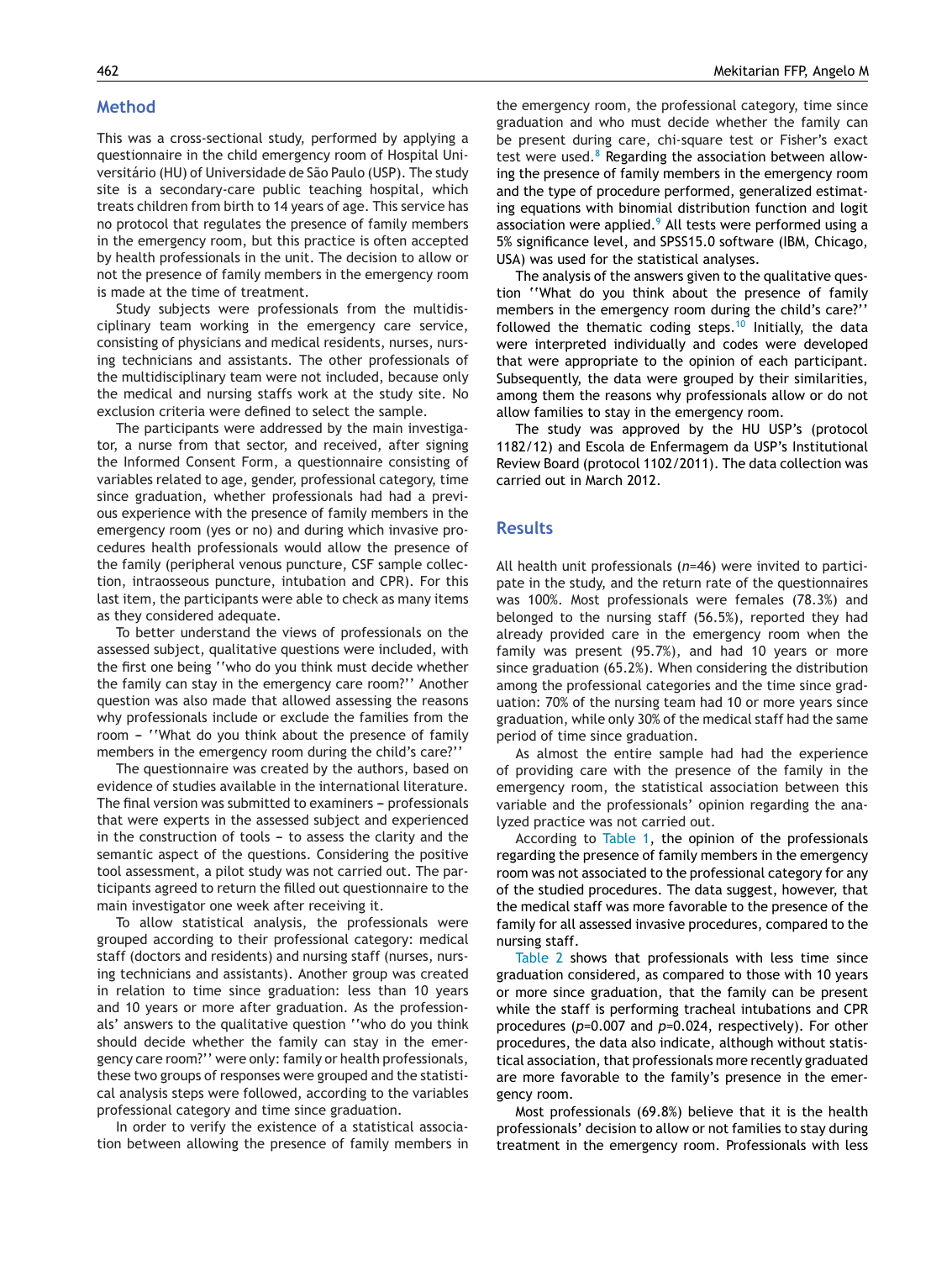## Method

This was a cross-sectional study, performed by applying a questionnaire in the child emergency room of Hospital Universitário (HU) of Universidade de São Paulo (USP). The study site is a secondary-care public teaching hospital, which treats children from birth to 14 years of age. This service has no protocol that regulates the presence of family members in the emergency room, but this practice is often accepted by health professionals in the unit. The decision to allow or not the presence of family members in the emergency room is made at the time of treatment.

Study subjects were professionals from the multidisciplinary team working in the emergency care service, consisting of physicians and medical residents, nurses, nursing technicians and assistants. The other professionals of the multidisciplinary team were not included, because only the medical and nursing staffs work at the study site. No exclusion criteria were defined to select the sample.

The participants were addressed by the main investigator, a nurse from that sector, and received, after signing the Informed Consent Form, a questionnaire consisting of variables related to age, gender, professional category, time since graduation, whether professionals had had a previous experience with the presence of family members in the emergency room (yes or no) and during which invasive procedures health professionals would allow the presence of the family (peripheral venous puncture, CSF sample collection, intraosseous puncture, intubation and CPR). For this last item, the participants were able to check as many items as they considered adequate.

To better understand the views of professionals on the assessed subject, qualitative questions were included, with the first one being ''who do you think must decide whether the family can stay in the emergency care room?'' Another question was also made that allowed assessing the reasons why professionals include or exclude the families from the room – ''What do you think about the presence of family members in the emergency room during the child's care?''

The questionnaire was created by the authors, based on evidence of studies available in the international literature. The final version was submitted to examiners – professionals that were experts in the assessed subject and experienced in the construction of tools – to assess the clarity and the semantic aspect of the questions. Considering the positive tool assessment, a pilot study was not carried out. The participants agreed to return the filled out questionnaire to the main investigator one week after receiving it.

To allow statistical analysis, the professionals were grouped according to their professional category: medical staff (doctors and residents) and nursing staff (nurses, nursing technicians and assistants). Another group was created in relation to time since graduation: less than 10 years and 10 years or more after graduation. As the professionals' answers to the qualitative question ''who do you think should decide whether the family can stay in the emergency care room?'' were only: family or health professionals, these two groups of responses were grouped and the statistical analysis steps were followed, according to the variables professional category and time since graduation.

In order to verify the existence of a statistical association between allowing the presence of family members in the emergency room, the professional category, time since graduation and who must decide whether the family can be present during care, chi-square test or Fisher's exact test were used.[8] Regarding the association between allowing the presence of family members in the emergency room and the type of procedure performed, generalized estimating equations with binomial distribution function and logit association were applied.[9] All tests were performed using a 5% significance level, and SPSS15.0 software (IBM, Chicago, USA) was used for the statistical analyses.

The analysis of the answers given to the qualitative question ''What do you think about the presence of family members in the emergency room during the child's care?'' followed the thematic coding steps.[10] Initially, the data were interpreted individually and codes were developed that were appropriate to the opinion of each participant. Subsequently, the data were grouped by their similarities, among them the reasons why professionals allow or do not allow families to stay in the emergency room.

The study was approved by the HU USP's (protocol 1182/12) and Escola de Enfermagem da USP's Institutional Review Board (protocol 1102/2011). The data collection was carried out in March 2012.

## Results

All health unit professionals ($n$=46) were invited to participate in the study, and the return rate of the questionnaires was 100%. Most professionals were females (78.3%) and belonged to the nursing staff (56.5%), reported they had already provided care in the emergency room when the family was present (95.7%), and had 10 years or more since graduation (65.2%). When considering the distribution among the professional categories and the time since graduation: 70% of the nursing team had 10 or more years since graduation, while only 30% of the medical staff had the same period of time since graduation.

As almost the entire sample had had the experience of providing care with the presence of the family in the emergency room, the statistical association between this variable and the professionals' opinion regarding the analyzed practice was not carried out.

According to Table 1, the opinion of the professionals regarding the presence of family members in the emergency room was not associated to the professional category for any of the studied procedures. The data suggest, however, that the medical staff was more favorable to the presence of the family for all assessed invasive procedures, compared to the nursing staff.

Table 2 shows that professionals with less time since graduation considered, as compared to those with 10 years or more since graduation, that the family can be present while the staff is performing tracheal intubations and CPR procedures ($p$=0.007 and $p$=0.024, respectively). For other procedures, the data also indicate, although without statistical association, that professionals more recently graduated are more favorable to the family's presence in the emergency room.

Most professionals (69.8%) believe that it is the health professionals' decision to allow or not families to stay during treatment in the emergency room. Professionals with less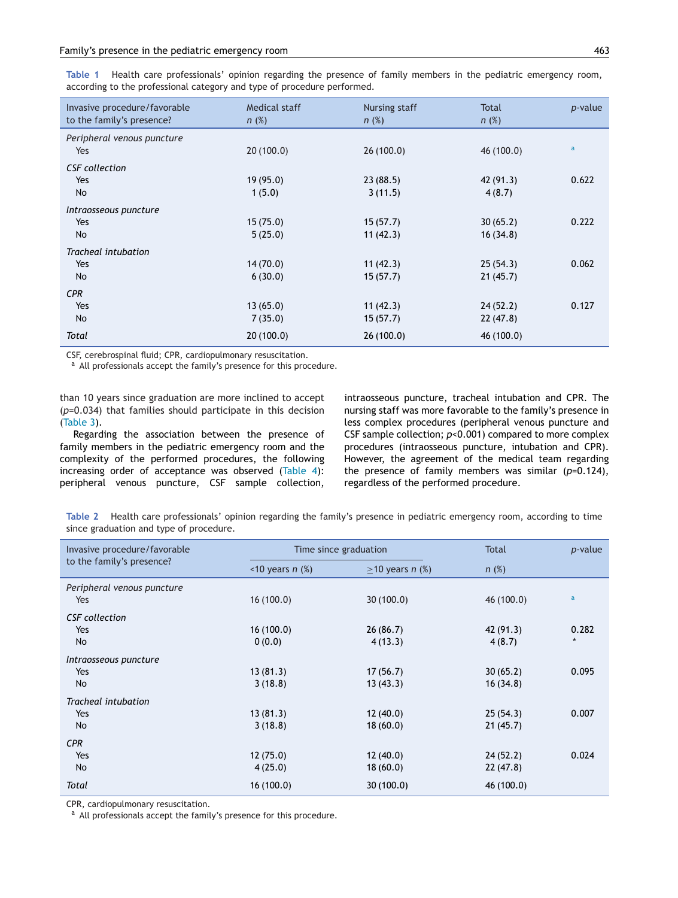**Table 1** Health care professionals' opinion regarding the presence of family members in the pediatric emergency room, according to the professional category and type of procedure performed.

| Invasive procedure/favorable to the family's presence? | Medical staff $n$ (%) | Nursing staff $n$ (%) | Total $n$ (%) | $p$-value |
|---|---|---|---|---|
| *Peripheral venous puncture* | | | | |
| Yes | 20 (100.0) | 26 (100.0) | 46 (100.0) | [a] |
| *CSF collection* | | | | |
| Yes | 19 (95.0) | 23 (88.5) | 42 (91.3) | 0.622 |
| No | 1 (5.0) | 3 (11.5) | 4 (8.7) | |
| *Intraosseous puncture* | | | | |
| Yes | 15 (75.0) | 15 (57.7) | 30 (65.2) | 0.222 |
| No | 5 (25.0) | 11 (42.3) | 16 (34.8) | |
| *Tracheal intubation* | | | | |
| Yes | 14 (70.0) | 11 (42.3) | 25 (54.3) | 0.062 |
| No | 6 (30.0) | 15 (57.7) | 21 (45.7) | |
| *CPR* | | | | |
| Yes | 13 (65.0) | 11 (42.3) | 24 (52.2) | 0.127 |
| No | 7 (35.0) | 15 (57.7) | 22 (47.8) | |
| *Total* | 20 (100.0) | 26 (100.0) | 46 (100.0) | |

CSF, cerebrospinal fluid; CPR, cardiopulmonary resuscitation.
[a] All professionals accept the family's presence for this procedure.

than 10 years since graduation are more inclined to accept ($p$=0.034) that families should participate in this decision (Table 3).

Regarding the association between the presence of family members in the pediatric emergency room and the complexity of the performed procedures, the following increasing order of acceptance was observed (Table 4): peripheral venous puncture, CSF sample collection, intraosseous puncture, tracheal intubation and CPR. The nursing staff was more favorable to the family's presence in less complex procedures (peripheral venous puncture and CSF sample collection; $p$<0.001) compared to more complex procedures (intraosseous puncture, intubation and CPR). However, the agreement of the medical team regarding the presence of family members was similar ($p$=0.124), regardless of the performed procedure.

**Table 2** Health care professionals' opinion regarding the family's presence in pediatric emergency room, according to time since graduation and type of procedure.

| Invasive procedure/favorable to the family's presence? | Time since graduation | | Total | $p$-value |
|---|---|---|---|---|
| | <10 years $n$ (%) | ≥10 years $n$ (%) | $n$ (%) | |
| *Peripheral venous puncture* | | | | |
| Yes | 16 (100.0) | 30 (100.0) | 46 (100.0) | [a] |
| *CSF collection* | | | | |
| Yes | 16 (100.0) | 26 (86.7) | 42 (91.3) | 0.282 |
| No | 0 (0.0) | 4 (13.3) | 4 (8.7) | * |
| *Intraosseous puncture* | | | | |
| Yes | 13 (81.3) | 17 (56.7) | 30 (65.2) | 0.095 |
| No | 3 (18.8) | 13 (43.3) | 16 (34.8) | |
| *Tracheal intubation* | | | | |
| Yes | 13 (81.3) | 12 (40.0) | 25 (54.3) | 0.007 |
| No | 3 (18.8) | 18 (60.0) | 21 (45.7) | |
| *CPR* | | | | |
| Yes | 12 (75.0) | 12 (40.0) | 24 (52.2) | 0.024 |
| No | 4 (25.0) | 18 (60.0) | 22 (47.8) | |
| *Total* | 16 (100.0) | 30 (100.0) | 46 (100.0) | |

CPR, cardiopulmonary resuscitation.
[a] All professionals accept the family's presence for this procedure.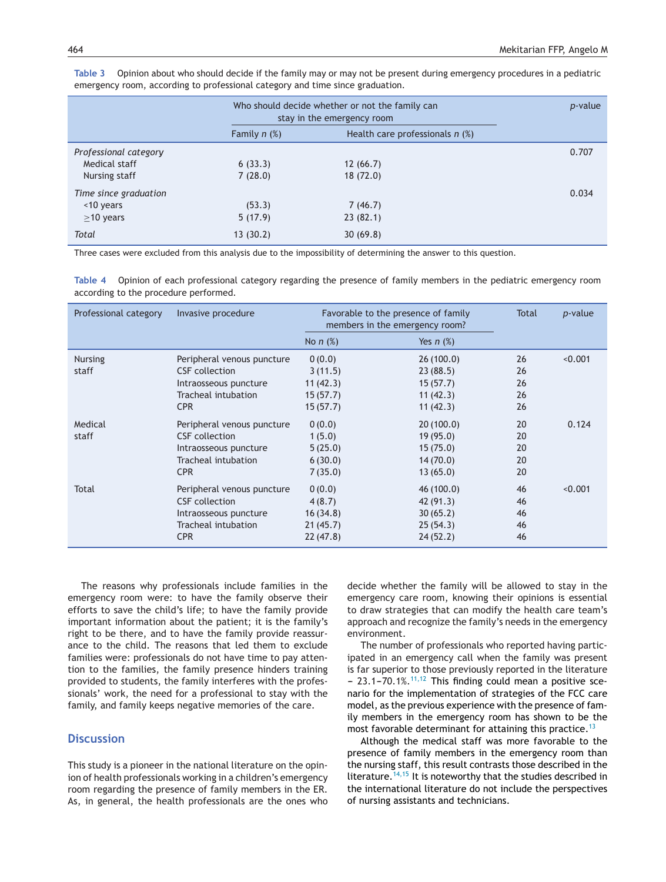**Table 3** Opinion about who should decide if the family may or may not be present during emergency procedures in a pediatric emergency room, according to professional category and time since graduation.

| | Who should decide whether or not the family can stay in the emergency room | | *p*-value |
|---|---|---|---|
| | Family *n* (%) | Health care professionals *n* (%) | |
| *Professional category* | | | 0.707 |
| Medical staff | 6 (33.3) | 12 (66.7) | |
| Nursing staff | 7 (28.0) | 18 (72.0) | |
| *Time since graduation* | | | 0.034 |
| <10 years | (53.3) | 7 (46.7) | |
| ≥10 years | 5 (17.9) | 23 (82.1) | |
| *Total* | 13 (30.2) | 30 (69.8) | |

Three cases were excluded from this analysis due to the impossibility of determining the answer to this question.

**Table 4** Opinion of each professional category regarding the presence of family members in the pediatric emergency room according to the procedure performed.

| Professional category | Invasive procedure | Favorable to the presence of family members in the emergency room? | | Total | *p*-value |
|---|---|---|---|---|---|
| | | No *n* (%) | Yes *n* (%) | | |
| Nursing staff | Peripheral venous puncture | 0 (0.0) | 26 (100.0) | 26 | <0.001 |
| | CSF collection | 3 (11.5) | 23 (88.5) | 26 | |
| | Intraosseous puncture | 11 (42.3) | 15 (57.7) | 26 | |
| | Tracheal intubation | 15 (57.7) | 11 (42.3) | 26 | |
| | CPR | 15 (57.7) | 11 (42.3) | 26 | |
| Medical staff | Peripheral venous puncture | 0 (0.0) | 20 (100.0) | 20 | 0.124 |
| | CSF collection | 1 (5.0) | 19 (95.0) | 20 | |
| | Intraosseous puncture | 5 (25.0) | 15 (75.0) | 20 | |
| | Tracheal intubation | 6 (30.0) | 14 (70.0) | 20 | |
| | CPR | 7 (35.0) | 13 (65.0) | 20 | |
| Total | Peripheral venous puncture | 0 (0.0) | 46 (100.0) | 46 | <0.001 |
| | CSF collection | 4 (8.7) | 42 (91.3) | 46 | |
| | Intraosseous puncture | 16 (34.8) | 30 (65.2) | 46 | |
| | Tracheal intubation | 21 (45.7) | 25 (54.3) | 46 | |
| | CPR | 22 (47.8) | 24 (52.2) | 46 | |

The reasons why professionals include families in the emergency room were: to have the family observe their efforts to save the child's life; to have the family provide important information about the patient; it is the family's right to be there, and to have the family provide reassurance to the child. The reasons that led them to exclude families were: professionals do not have time to pay attention to the families, the family presence hinders training provided to students, the family interferes with the professionals' work, the need for a professional to stay with the family, and family keeps negative memories of the care.

## Discussion

This study is a pioneer in the national literature on the opinion of health professionals working in a children's emergency room regarding the presence of family members in the ER. As, in general, the health professionals are the ones who decide whether the family will be allowed to stay in the emergency care room, knowing their opinions is essential to draw strategies that can modify the health care team's approach and recognize the family's needs in the emergency environment.

The number of professionals who reported having participated in an emergency call when the family was present is far superior to those previously reported in the literature – 23.1–70.1%.[11,12] This finding could mean a positive scenario for the implementation of strategies of the FCC care model, as the previous experience with the presence of family members in the emergency room has shown to be the most favorable determinant for attaining this practice.[13]

Although the medical staff was more favorable to the presence of family members in the emergency room than the nursing staff, this result contrasts those described in the literature.[14,15] It is noteworthy that the studies described in the international literature do not include the perspectives of nursing assistants and technicians.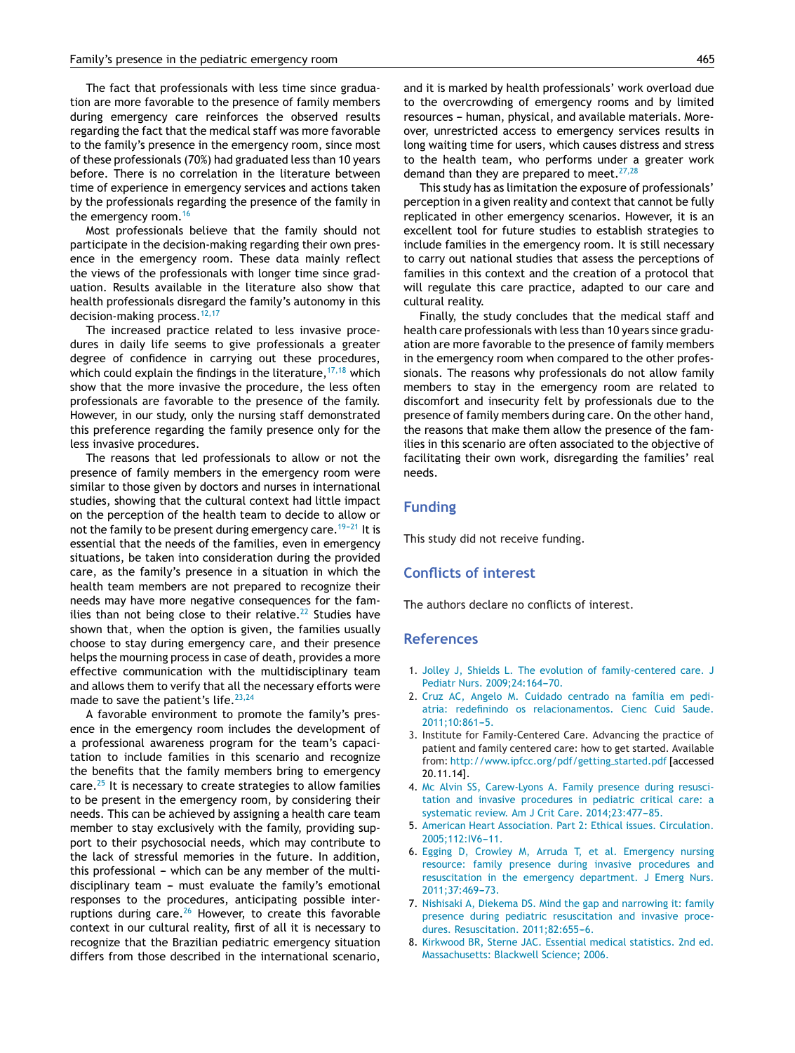The fact that professionals with less time since graduation are more favorable to the presence of family members during emergency care reinforces the observed results regarding the fact that the medical staff was more favorable to the family's presence in the emergency room, since most of these professionals (70%) had graduated less than 10 years before. There is no correlation in the literature between time of experience in emergency services and actions taken by the professionals regarding the presence of the family in the emergency room.[16]

Most professionals believe that the family should not participate in the decision-making regarding their own presence in the emergency room. These data mainly reflect the views of the professionals with longer time since graduation. Results available in the literature also show that health professionals disregard the family's autonomy in this decision-making process.[12,17]

The increased practice related to less invasive procedures in daily life seems to give professionals a greater degree of confidence in carrying out these procedures, which could explain the findings in the literature,[17,18] which show that the more invasive the procedure, the less often professionals are favorable to the presence of the family. However, in our study, only the nursing staff demonstrated this preference regarding the family presence only for the less invasive procedures.

The reasons that led professionals to allow or not the presence of family members in the emergency room were similar to those given by doctors and nurses in international studies, showing that the cultural context had little impact on the perception of the health team to decide to allow or not the family to be present during emergency care.[19–21] It is essential that the needs of the families, even in emergency situations, be taken into consideration during the provided care, as the family's presence in a situation in which the health team members are not prepared to recognize their needs may have more negative consequences for the families than not being close to their relative.[22] Studies have shown that, when the option is given, the families usually choose to stay during emergency care, and their presence helps the mourning process in case of death, provides a more effective communication with the multidisciplinary team and allows them to verify that all the necessary efforts were made to save the patient's life.[23,24]

A favorable environment to promote the family's presence in the emergency room includes the development of a professional awareness program for the team's capacitation to include families in this scenario and recognize the benefits that the family members bring to emergency care.[25] It is necessary to create strategies to allow families to be present in the emergency room, by considering their needs. This can be achieved by assigning a health care team member to stay exclusively with the family, providing support to their psychosocial needs, which may contribute to the lack of stressful memories in the future. In addition, this professional – which can be any member of the multidisciplinary team – must evaluate the family's emotional responses to the procedures, anticipating possible interruptions during care.[26] However, to create this favorable context in our cultural reality, first of all it is necessary to recognize that the Brazilian pediatric emergency situation differs from those described in the international scenario, and it is marked by health professionals' work overload due to the overcrowding of emergency rooms and by limited resources – human, physical, and available materials. Moreover, unrestricted access to emergency services results in long waiting time for users, which causes distress and stress to the health team, who performs under a greater work demand than they are prepared to meet.[27,28]

This study has as limitation the exposure of professionals' perception in a given reality and context that cannot be fully replicated in other emergency scenarios. However, it is an excellent tool for future studies to establish strategies to include families in the emergency room. It is still necessary to carry out national studies that assess the perceptions of families in this context and the creation of a protocol that will regulate this care practice, adapted to our care and cultural reality.

Finally, the study concludes that the medical staff and health care professionals with less than 10 years since graduation are more favorable to the presence of family members in the emergency room when compared to the other professionals. The reasons why professionals do not allow family members to stay in the emergency room are related to discomfort and insecurity felt by professionals due to the presence of family members during care. On the other hand, the reasons that make them allow the presence of the families in this scenario are often associated to the objective of facilitating their own work, disregarding the families' real needs.

## Funding

This study did not receive funding.

## Conflicts of interest

The authors declare no conflicts of interest.

## References

1. Jolley J, Shields L. The evolution of family-centered care. J Pediatr Nurs. 2009;24:164–70.
2. Cruz AC, Angelo M. Cuidado centrado na família em pediatria: redefinindo os relacionamentos. Cienc Cuid Saude. 2011;10:861–5.
3. Institute for Family-Centered Care. Advancing the practice of patient and family centered care: how to get started. Available from: http://www.ipfcc.org/pdf/getting_started.pdf [accessed 20.11.14].
4. Mc Alvin SS, Carew-Lyons A. Family presence during resuscitation and invasive procedures in pediatric critical care: a systematic review. Am J Crit Care. 2014;23:477–85.
5. American Heart Association. Part 2: Ethical issues. Circulation. 2005;112:IV6–11.
6. Egging D, Crowley M, Arruda T, et al. Emergency nursing resource: family presence during invasive procedures and resuscitation in the emergency department. J Emerg Nurs. 2011;37:469–73.
7. Nishisaki A, Diekema DS. Mind the gap and narrowing it: family presence during pediatric resuscitation and invasive procedures. Resuscitation. 2011;82:655–6.
8. Kirkwood BR, Sterne JAC. Essential medical statistics. 2nd ed. Massachusetts: Blackwell Science; 2006.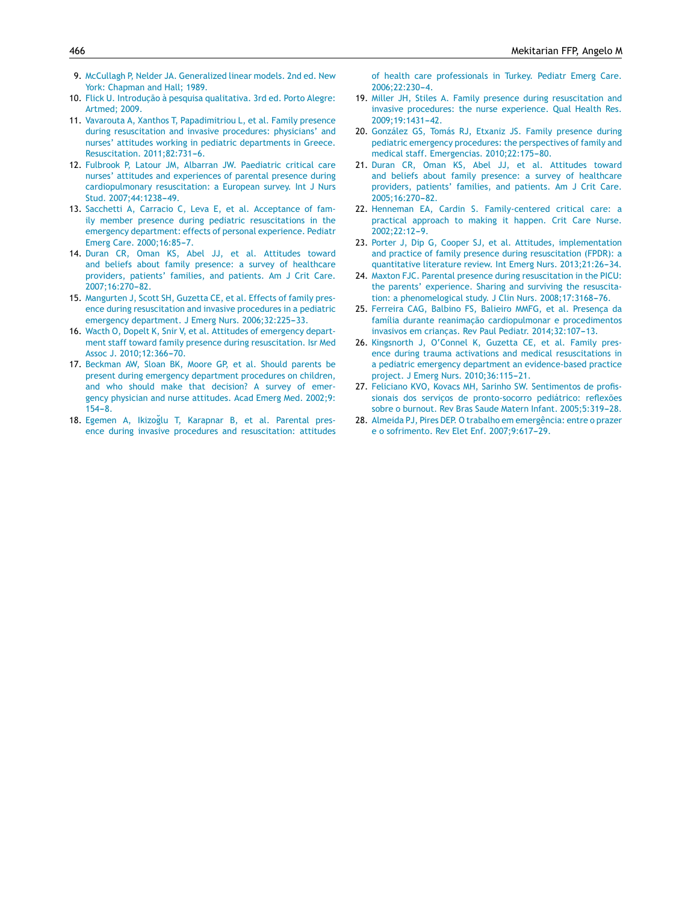9. McCullagh P, Nelder JA. Generalized linear models. 2nd ed. New York: Chapman and Hall; 1989.
10. Flick U. Introdução à pesquisa qualitativa. 3rd ed. Porto Alegre: Artmed; 2009.
11. Vavarouta A, Xanthos T, Papadimitriou L, et al. Family presence during resuscitation and invasive procedures: physicians' and nurses' attitudes working in pediatric departments in Greece. Resuscitation. 2011;82:731–6.
12. Fulbrook P, Latour JM, Albarran JW. Paediatric critical care nurses' attitudes and experiences of parental presence during cardiopulmonary resuscitation: a European survey. Int J Nurs Stud. 2007;44:1238–49.
13. Sacchetti A, Carracio C, Leva E, et al. Acceptance of family member presence during pediatric resuscitations in the emergency department: effects of personal experience. Pediatr Emerg Care. 2000;16:85–7.
14. Duran CR, Oman KS, Abel JJ, et al. Attitudes toward and beliefs about family presence: a survey of healthcare providers, patients' families, and patients. Am J Crit Care. 2007;16:270–82.
15. Mangurten J, Scott SH, Guzetta CE, et al. Effects of family presence during resuscitation and invasive procedures in a pediatric emergency department. J Emerg Nurs. 2006;32:225–33.
16. Wacth O, Dopelt K, Snir V, et al. Attitudes of emergency department staff toward family presence during resuscitation. Isr Med Assoc J. 2010;12:366–70.
17. Beckman AW, Sloan BK, Moore GP, et al. Should parents be present during emergency department procedures on children, and who should make that decision? A survey of emergency physician and nurse attitudes. Acad Emerg Med. 2002;9:154–8.
18. Egemen A, Ikizoğlu T, Karapnar B, et al. Parental presence during invasive procedures and resuscitation: attitudes of health care professionals in Turkey. Pediatr Emerg Care. 2006;22:230–4.
19. Miller JH, Stiles A. Family presence during resuscitation and invasive procedures: the nurse experience. Qual Health Res. 2009;19:1431–42.
20. González GS, Tomás RJ, Etxaniz JS. Family presence during pediatric emergency procedures: the perspectives of family and medical staff. Emergencias. 2010;22:175–80.
21. Duran CR, Oman KS, Abel JJ, et al. Attitudes toward and beliefs about family presence: a survey of healthcare providers, patients' families, and patients. Am J Crit Care. 2005;16:270–82.
22. Henneman EA, Cardin S. Family-centered critical care: a practical approach to making it happen. Crit Care Nurse. 2002;22:12–9.
23. Porter J, Dip G, Cooper SJ, et al. Attitudes, implementation and practice of family presence during resuscitation (FPDR): a quantitative literature review. Int Emerg Nurs. 2013;21:26–34.
24. Maxton FJC. Parental presence during resuscitation in the PICU: the parents' experience. Sharing and surviving the resuscitation: a phenomelogical study. J Clin Nurs. 2008;17:3168–76.
25. Ferreira CAG, Balbino FS, Balieiro MMFG, et al. Presença da família durante reanimação cardiopulmonar e procedimentos invasivos em crianças. Rev Paul Pediatr. 2014;32:107–13.
26. Kingsnorth J, O'Connel K, Guzetta CE, et al. Family presence during trauma activations and medical resuscitations in a pediatric emergency department an evidence-based practice project. J Emerg Nurs. 2010;36:115–21.
27. Feliciano KVO, Kovacs MH, Sarinho SW. Sentimentos de profissionais dos serviços de pronto-socorro pediátrico: reflexões sobre o burnout. Rev Bras Saude Matern Infant. 2005;5:319–28.
28. Almeida PJ, Pires DEP. O trabalho em emergência: entre o prazer e o sofrimento. Rev Elet Enf. 2007;9:617–29.